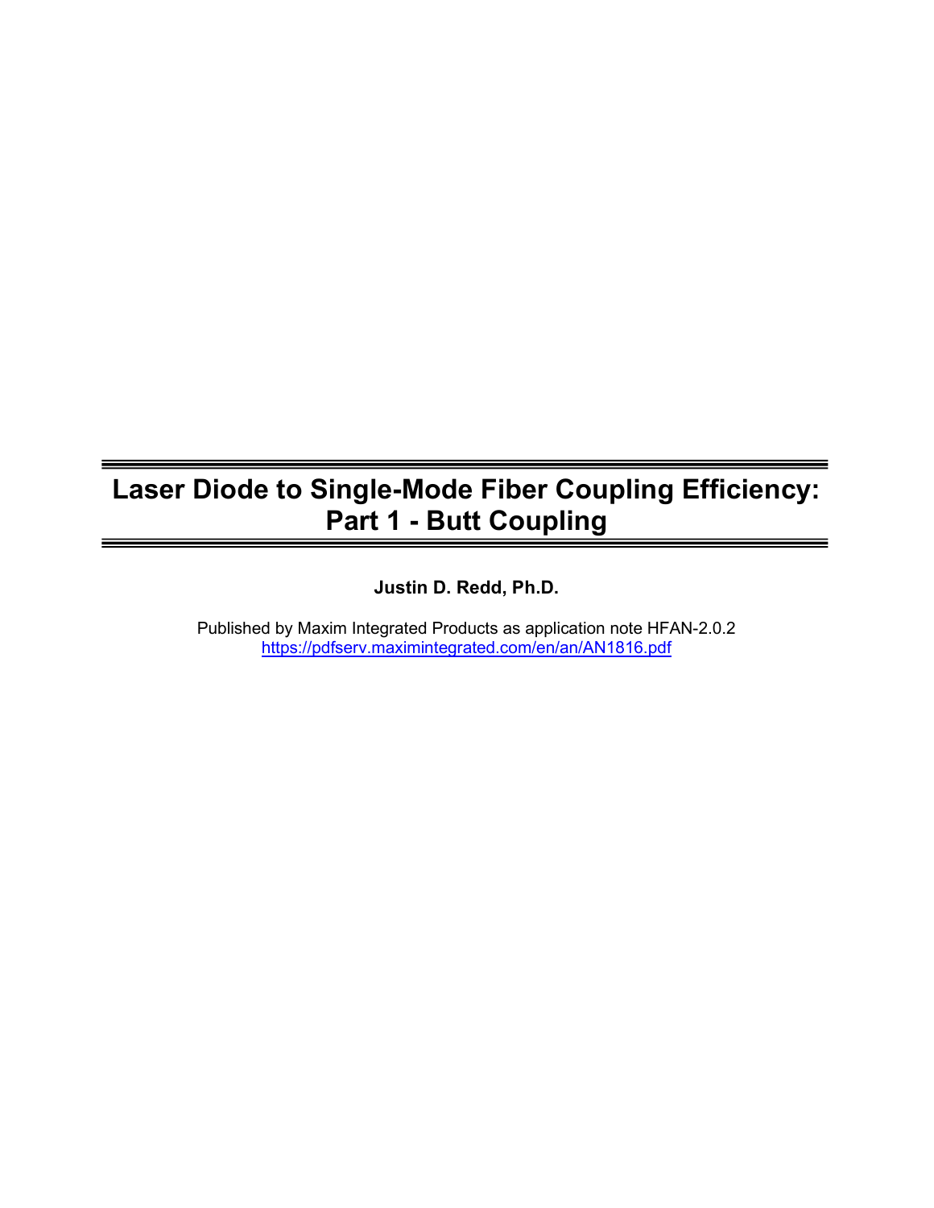# Laser Diode to Single-Mode Fiber Coupling Efficiency: Part 1 - Butt Coupling

**Justin D. Redd, Ph.D.**

Published by Maxim Integrated Products as application note HFAN-2.0.2
[https://pdfserv.maximintegrated.com/en/an/AN1816.pdf](https://pdfserv.maximintegrated.com/en/an/AN1816.pdf)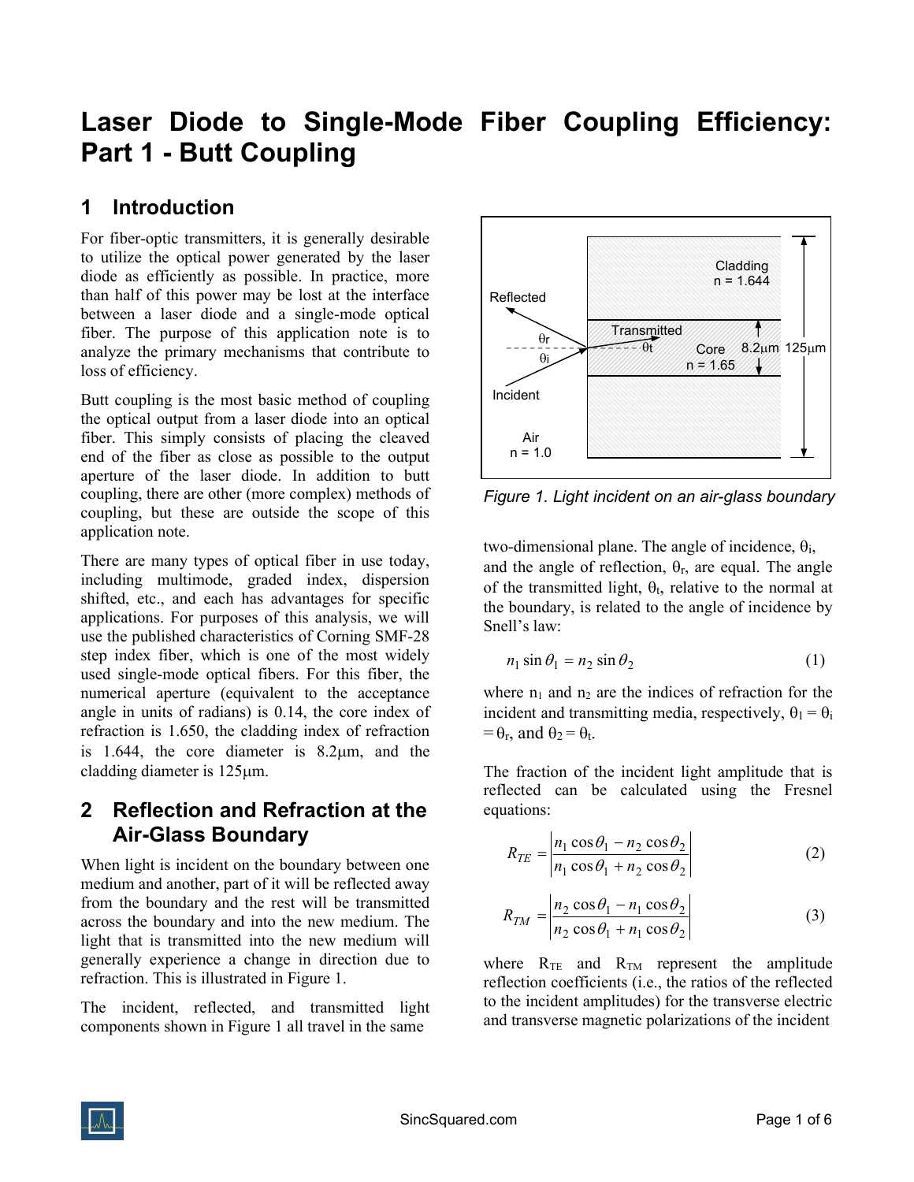# Laser Diode to Single-Mode Fiber Coupling Efficiency: Part 1 - Butt Coupling

## 1 Introduction

For fiber-optic transmitters, it is generally desirable to utilize the optical power generated by the laser diode as efficiently as possible. In practice, more than half of this power may be lost at the interface between a laser diode and a single-mode optical fiber. The purpose of this application note is to analyze the primary mechanisms that contribute to loss of efficiency.

Butt coupling is the most basic method of coupling the optical output from a laser diode into an optical fiber. This simply consists of placing the cleaved end of the fiber as close as possible to the output aperture of the laser diode. In addition to butt coupling, there are other (more complex) methods of coupling, but these are outside the scope of this application note.

There are many types of optical fiber in use today, including multimode, graded index, dispersion shifted, etc., and each has advantages for specific applications. For purposes of this analysis, we will use the published characteristics of Corning SMF-28 step index fiber, which is one of the most widely used single-mode optical fibers. For this fiber, the numerical aperture (equivalent to the acceptance angle in units of radians) is 0.14, the core index of refraction is 1.650, the cladding index of refraction is 1.644, the core diameter is 8.2μm, and the cladding diameter is 125μm.

## 2 Reflection and Refraction at the Air-Glass Boundary

When light is incident on the boundary between one medium and another, part of it will be reflected away from the boundary and the rest will be transmitted across the boundary and into the new medium. The light that is transmitted into the new medium will generally experience a change in direction due to refraction. This is illustrated in Figure 1.

*Figure 1. Light incident on an air-glass boundary*

The incident, reflected, and transmitted light components shown in Figure 1 all travel in the same two-dimensional plane. The angle of incidence, $\theta_i$, and the angle of reflection, $\theta_r$, are equal. The angle of the transmitted light, $\theta_t$, relative to the normal at the boundary, is related to the angle of incidence by Snell's law:

$$n_1 \sin\theta_1 = n_2 \sin\theta_2 \qquad (1)$$

where $n_1$ and $n_2$ are the indices of refraction for the incident and transmitting media, respectively, $\theta_1 = \theta_i = \theta_r$, and $\theta_2 = \theta_t$.

The fraction of the incident light amplitude that is reflected can be calculated using the Fresnel equations:

$$R_{TE} = \left| \frac{n_1 \cos\theta_1 - n_2 \cos\theta_2}{n_1 \cos\theta_1 + n_2 \cos\theta_2} \right| \qquad (2)$$

$$R_{TM} = \left| \frac{n_2 \cos\theta_1 - n_1 \cos\theta_2}{n_2 \cos\theta_1 + n_1 \cos\theta_2} \right| \qquad (3)$$

where $R_{TE}$ and $R_{TM}$ represent the amplitude reflection coefficients (i.e., the ratios of the reflected to the incident amplitudes) for the transverse electric and transverse magnetic polarizations of the incident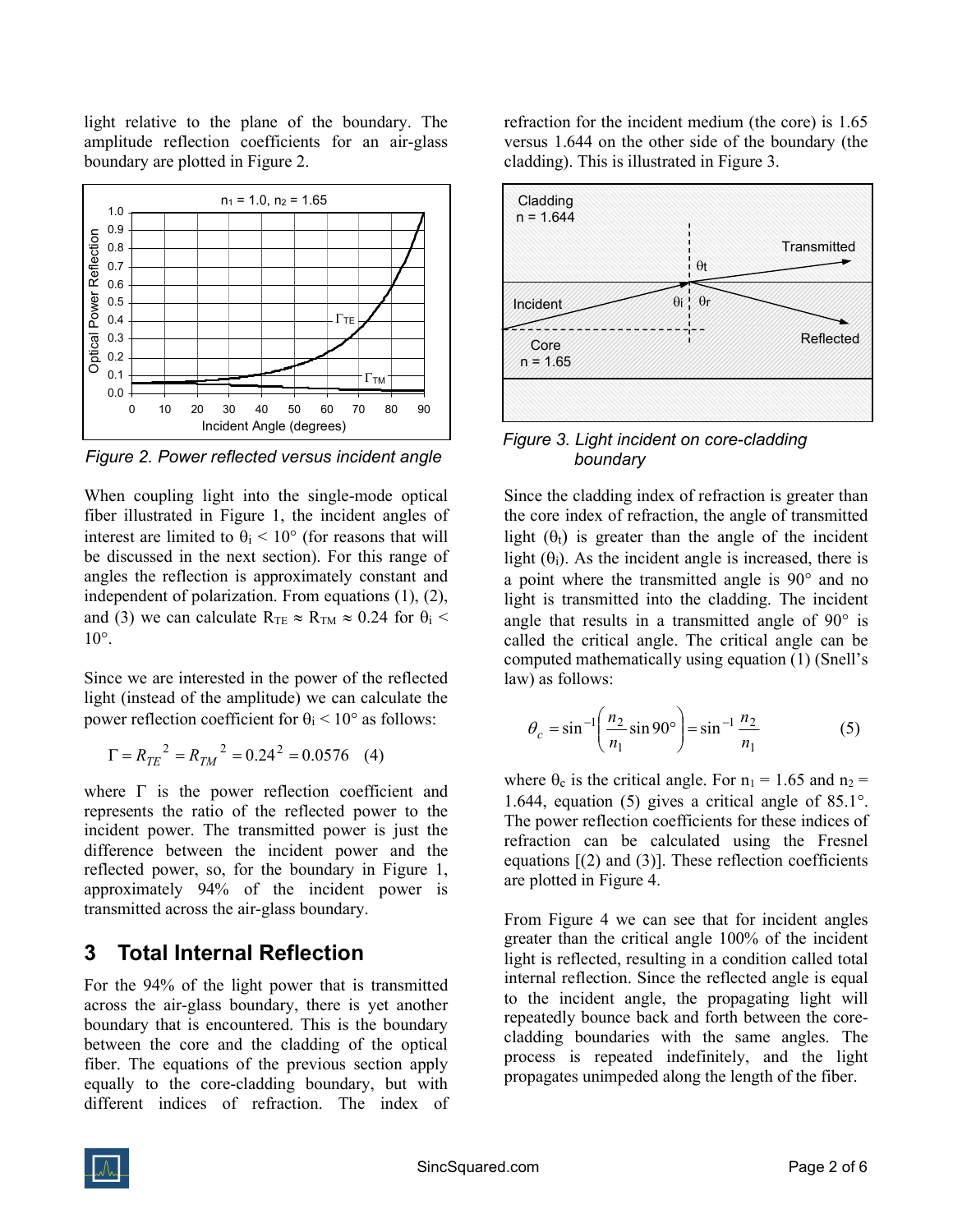light relative to the plane of the boundary. The amplitude reflection coefficients for an air-glass boundary are plotted in Figure 2.

*Figure 2. Power reflected versus incident angle*

When coupling light into the single-mode optical fiber illustrated in Figure 1, the incident angles of interest are limited to $\theta_i < 10°$ (for reasons that will be discussed in the next section). For this range of angles the reflection is approximately constant and independent of polarization. From equations (1), (2), and (3) we can calculate $R_{TE} \approx R_{TM} \approx 0.24$ for $\theta_i < 10°$.

Since we are interested in the power of the reflected light (instead of the amplitude) we can calculate the power reflection coefficient for $\theta_i < 10°$ as follows:

$$\Gamma = R_{TE}^{\ 2} = R_{TM}^{\ 2} = 0.24^2 = 0.0576 \quad (4)$$

where $\Gamma$ is the power reflection coefficient and represents the ratio of the reflected power to the incident power. The transmitted power is just the difference between the incident power and the reflected power, so, for the boundary in Figure 1, approximately 94% of the incident power is transmitted across the air-glass boundary.

## 3 Total Internal Reflection

For the 94% of the light power that is transmitted across the air-glass boundary, there is yet another boundary that is encountered. This is the boundary between the core and the cladding of the optical fiber. The equations of the previous section apply equally to the core-cladding boundary, but with different indices of refraction. The index of refraction for the incident medium (the core) is 1.65 versus 1.644 on the other side of the boundary (the cladding). This is illustrated in Figure 3.

*Figure 3. Light incident on core-cladding boundary*

Since the cladding index of refraction is greater than the core index of refraction, the angle of transmitted light ($\theta_t$) is greater than the angle of the incident light ($\theta_i$). As the incident angle is increased, there is a point where the transmitted angle is 90° and no light is transmitted into the cladding. The incident angle that results in a transmitted angle of 90° is called the critical angle. The critical angle can be computed mathematically using equation (1) (Snell's law) as follows:

$$\theta_c = \sin^{-1}\left(\frac{n_2}{n_1}\sin 90°\right) = \sin^{-1}\frac{n_2}{n_1} \quad (5)$$

where $\theta_c$ is the critical angle. For $n_1 = 1.65$ and $n_2 = 1.644$, equation (5) gives a critical angle of 85.1°. The power reflection coefficients for these indices of refraction can be calculated using the Fresnel equations [(2) and (3)]. These reflection coefficients are plotted in Figure 4.

From Figure 4 we can see that for incident angles greater than the critical angle 100% of the incident light is reflected, resulting in a condition called total internal reflection. Since the reflected angle is equal to the incident angle, the propagating light will repeatedly bounce back and forth between the core-cladding boundaries with the same angles. The process is repeated indefinitely, and the light propagates unimpeded along the length of the fiber.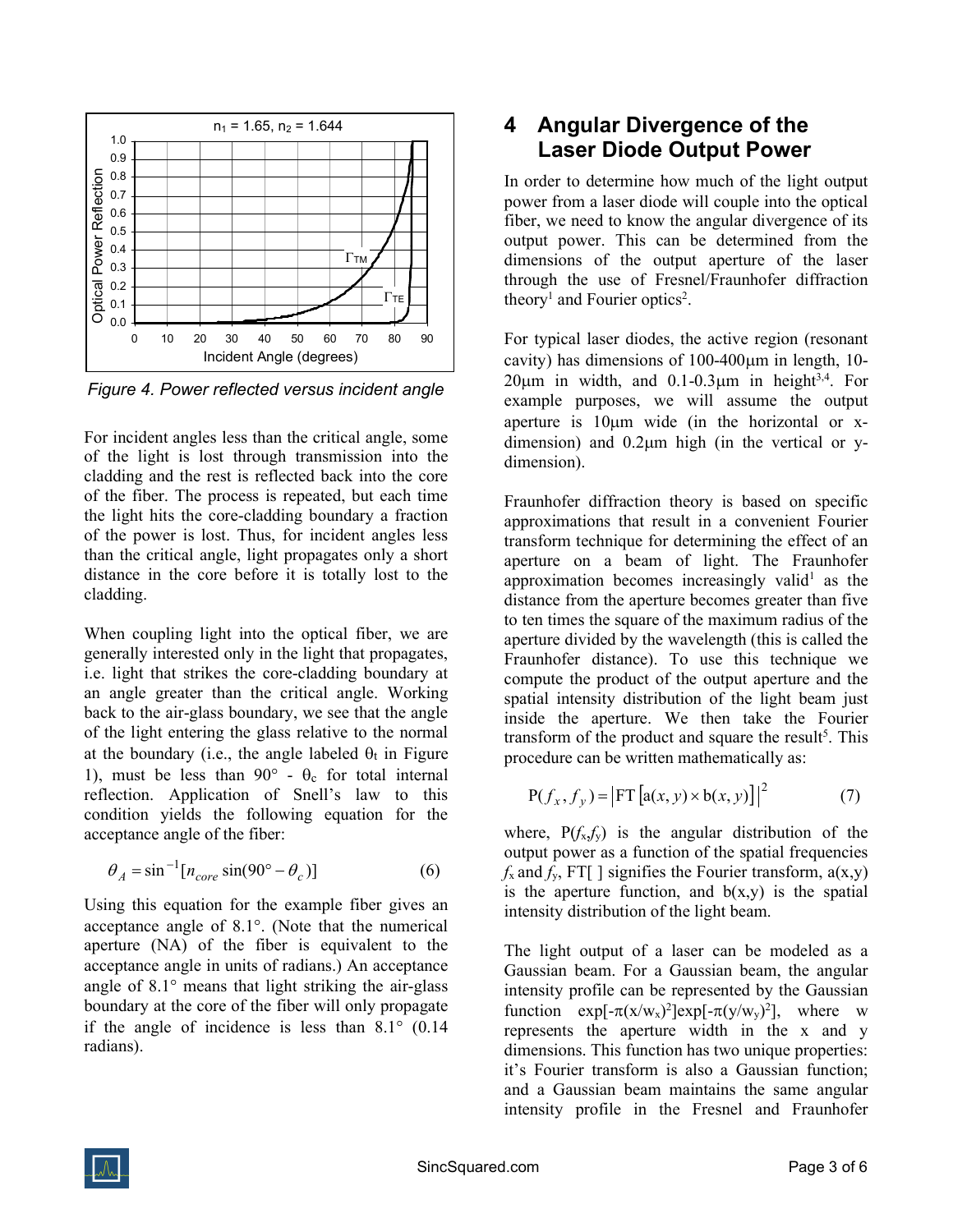Figure 4. Power reflected versus incident angle

For incident angles less than the critical angle, some of the light is lost through transmission into the cladding and the rest is reflected back into the core of the fiber. The process is repeated, but each time the light hits the core-cladding boundary a fraction of the power is lost. Thus, for incident angles less than the critical angle, light propagates only a short distance in the core before it is totally lost to the cladding.

When coupling light into the optical fiber, we are generally interested only in the light that propagates, i.e. light that strikes the core-cladding boundary at an angle greater than the critical angle. Working back to the air-glass boundary, we see that the angle of the light entering the glass relative to the normal at the boundary (i.e., the angle labeled $\theta_t$ in Figure 1), must be less than 90° - $\theta_c$ for total internal reflection. Application of Snell's law to this condition yields the following equation for the acceptance angle of the fiber:

$$\theta_A = \sin^{-1}[n_{core} \sin(90° - \theta_c)] \qquad (6)$$

Using this equation for the example fiber gives an acceptance angle of 8.1°. (Note that the numerical aperture (NA) of the fiber is equivalent to the acceptance angle in units of radians.) An acceptance angle of 8.1° means that light striking the air-glass boundary at the core of the fiber will only propagate if the angle of incidence is less than 8.1° (0.14 radians).

# 4 Angular Divergence of the Laser Diode Output Power

In order to determine how much of the light output power from a laser diode will couple into the optical fiber, we need to know the angular divergence of its output power. This can be determined from the dimensions of the output aperture of the laser through the use of Fresnel/Fraunhofer diffraction theory[1] and Fourier optics[2].

For typical laser diodes, the active region (resonant cavity) has dimensions of 100-400μm in length, 10-20μm in width, and 0.1-0.3μm in height[3,4]. For example purposes, we will assume the output aperture is 10μm wide (in the horizontal or x-dimension) and 0.2μm high (in the vertical or y-dimension).

Fraunhofer diffraction theory is based on specific approximations that result in a convenient Fourier transform technique for determining the effect of an aperture on a beam of light. The Fraunhofer approximation becomes increasingly valid[1] as the distance from the aperture becomes greater than five to ten times the square of the maximum radius of the aperture divided by the wavelength (this is called the Fraunhofer distance). To use this technique we compute the product of the output aperture and the spatial intensity distribution of the light beam just inside the aperture. We then take the Fourier transform of the product and square the result[5]. This procedure can be written mathematically as:

$$P(f_x, f_y) = \left| FT\left[a(x,y) \times b(x,y)\right] \right|^2 \qquad (7)$$

where, $P(f_x,f_y)$ is the angular distribution of the output power as a function of the spatial frequencies $f_x$ and $f_y$, FT[ ] signifies the Fourier transform, a(x,y) is the aperture function, and b(x,y) is the spatial intensity distribution of the light beam.

The light output of a laser can be modeled as a Gaussian beam. For a Gaussian beam, the angular intensity profile can be represented by the Gaussian function $\exp[-\pi(x/w_x)^2]\exp[-\pi(y/w_y)^2]$, where w represents the aperture width in the x and y dimensions. This function has two unique properties: it's Fourier transform is also a Gaussian function; and a Gaussian beam maintains the same angular intensity profile in the Fresnel and Fraunhofer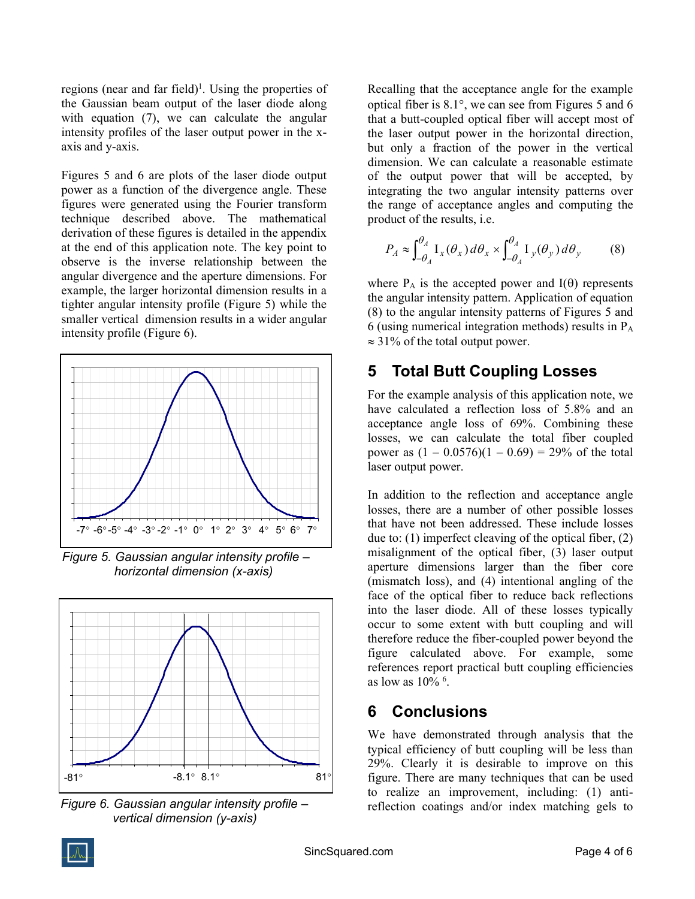regions (near and far field)[1]. Using the properties of the Gaussian beam output of the laser diode along with equation (7), we can calculate the angular intensity profiles of the laser output power in the x-axis and y-axis.

Figures 5 and 6 are plots of the laser diode output power as a function of the divergence angle. These figures were generated using the Fourier transform technique described above. The mathematical derivation of these figures is detailed in the appendix at the end of this application note. The key point to observe is the inverse relationship between the angular divergence and the aperture dimensions. For example, the larger horizontal dimension results in a tighter angular intensity profile (Figure 5) while the smaller vertical dimension results in a wider angular intensity profile (Figure 6).

*Figure 5. Gaussian angular intensity profile – horizontal dimension (x-axis)*

*Figure 6. Gaussian angular intensity profile – vertical dimension (y-axis)*

Recalling that the acceptance angle for the example optical fiber is 8.1°, we can see from Figures 5 and 6 that a butt-coupled optical fiber will accept most of the laser output power in the horizontal direction, but only a fraction of the power in the vertical dimension. We can calculate a reasonable estimate of the output power that will be accepted, by integrating the two angular intensity patterns over the range of acceptance angles and computing the product of the results, i.e.

$$P_A \approx \int_{-\theta_A}^{\theta_A} \mathrm{I}_x(\theta_x)\, d\theta_x \times \int_{-\theta_A}^{\theta_A} \mathrm{I}_y(\theta_y)\, d\theta_y \qquad (8)$$

where $P_A$ is the accepted power and $I(\theta)$ represents the angular intensity pattern. Application of equation (8) to the angular intensity patterns of Figures 5 and 6 (using numerical integration methods) results in $P_A \approx 31\%$ of the total output power.

## 5 Total Butt Coupling Losses

For the example analysis of this application note, we have calculated a reflection loss of 5.8% and an acceptance angle loss of 69%. Combining these losses, we can calculate the total fiber coupled power as $(1 - 0.0576)(1 - 0.69) = 29\%$ of the total laser output power.

In addition to the reflection and acceptance angle losses, there are a number of other possible losses that have not been addressed. These include losses due to: (1) imperfect cleaving of the optical fiber, (2) misalignment of the optical fiber, (3) laser output aperture dimensions larger than the fiber core (mismatch loss), and (4) intentional angling of the face of the optical fiber to reduce back reflections into the laser diode. All of these losses typically occur to some extent with butt coupling and will therefore reduce the fiber-coupled power beyond the figure calculated above. For example, some references report practical butt coupling efficiencies as low as 10% [6].

## 6 Conclusions

We have demonstrated through analysis that the typical efficiency of butt coupling will be less than 29%. Clearly it is desirable to improve on this figure. There are many techniques that can be used to realize an improvement, including: (1) anti-reflection coatings and/or index matching gels to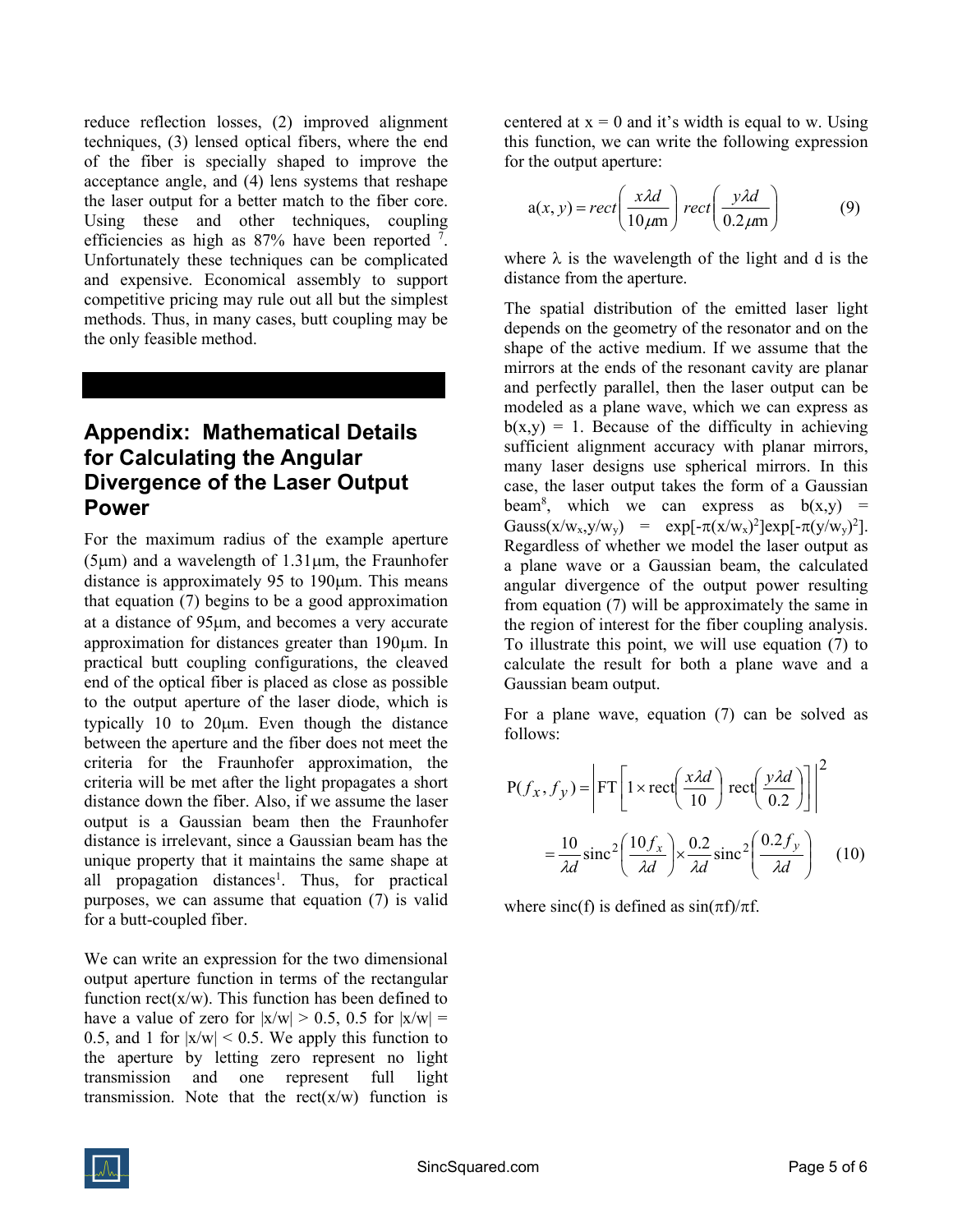reduce reflection losses, (2) improved alignment techniques, (3) lensed optical fibers, where the end of the fiber is specially shaped to improve the acceptance angle, and (4) lens systems that reshape the laser output for a better match to the fiber core. Using these and other techniques, coupling efficiencies as high as 87% have been reported [7]. Unfortunately these techniques can be complicated and expensive. Economical assembly to support competitive pricing may rule out all but the simplest methods. Thus, in many cases, butt coupling may be the only feasible method.

## Appendix: Mathematical Details for Calculating the Angular Divergence of the Laser Output Power

For the maximum radius of the example aperture (5μm) and a wavelength of 1.31μm, the Fraunhofer distance is approximately 95 to 190μm. This means that equation (7) begins to be a good approximation at a distance of 95μm, and becomes a very accurate approximation for distances greater than 190μm. In practical butt coupling configurations, the cleaved end of the optical fiber is placed as close as possible to the output aperture of the laser diode, which is typically 10 to 20μm. Even though the distance between the aperture and the fiber does not meet the criteria for the Fraunhofer approximation, the criteria will be met after the light propagates a short distance down the fiber. Also, if we assume the laser output is a Gaussian beam then the Fraunhofer distance is irrelevant, since a Gaussian beam has the unique property that it maintains the same shape at all propagation distances[1]. Thus, for practical purposes, we can assume that equation (7) is valid for a butt-coupled fiber.

We can write an expression for the two dimensional output aperture function in terms of the rectangular function rect(x/w). This function has been defined to have a value of zero for $|x/w| > 0.5$, 0.5 for $|x/w| = 0.5$, and 1 for $|x/w| < 0.5$. We apply this function to the aperture by letting zero represent no light transmission and one represent full light transmission. Note that the rect(x/w) function is centered at x = 0 and it's width is equal to w. Using this, we can write the following expression for the output aperture:

$$a(x, y) = rect\left(\frac{x\lambda d}{10\mu\text{m}}\right) rect\left(\frac{y\lambda d}{0.2\mu\text{m}}\right) \qquad (9)$$

where $\lambda$ is the wavelength of the light and d is the distance from the aperture.

The spatial distribution of the emitted laser light depends on the geometry of the resonator and on the shape of the active medium. If we assume that the mirrors at the ends of the resonant cavity are planar and perfectly parallel, then the laser output can be modeled as a plane wave, which we can express as $b(x,y) = 1$. Because of the difficulty in achieving sufficient alignment accuracy with planar mirrors, many laser designs use spherical mirrors. In this case, the laser output takes the form of a Gaussian beam[8], which we can express as $b(x,y) = \text{Gauss}(x/w_x, y/w_y) = \exp[-\pi(x/w_x)^2]\exp[-\pi(y/w_y)^2]$. Regardless of whether we model the laser output as a plane wave or a Gaussian beam, the calculated angular divergence of the output power resulting from equation (7) will be approximately the same in the region of interest for the fiber coupling analysis. To illustrate this point, we will use equation (7) to calculate the result for both a plane wave and a Gaussian beam output.

For a plane wave, equation (7) can be solved as follows:

$$P(f_x, f_y) = \left|\text{FT}\left[1 \times \text{rect}\left(\frac{x\lambda d}{10}\right) \text{rect}\left(\frac{y\lambda d}{0.2}\right)\right]\right|^2$$

$$= \frac{10}{\lambda d}\text{sinc}^2\left(\frac{10 f_x}{\lambda d}\right) \times \frac{0.2}{\lambda d}\text{sinc}^2\left(\frac{0.2 f_y}{\lambda d}\right) \qquad (10)$$

where sinc(f) is defined as $\sin(\pi f)/\pi f$.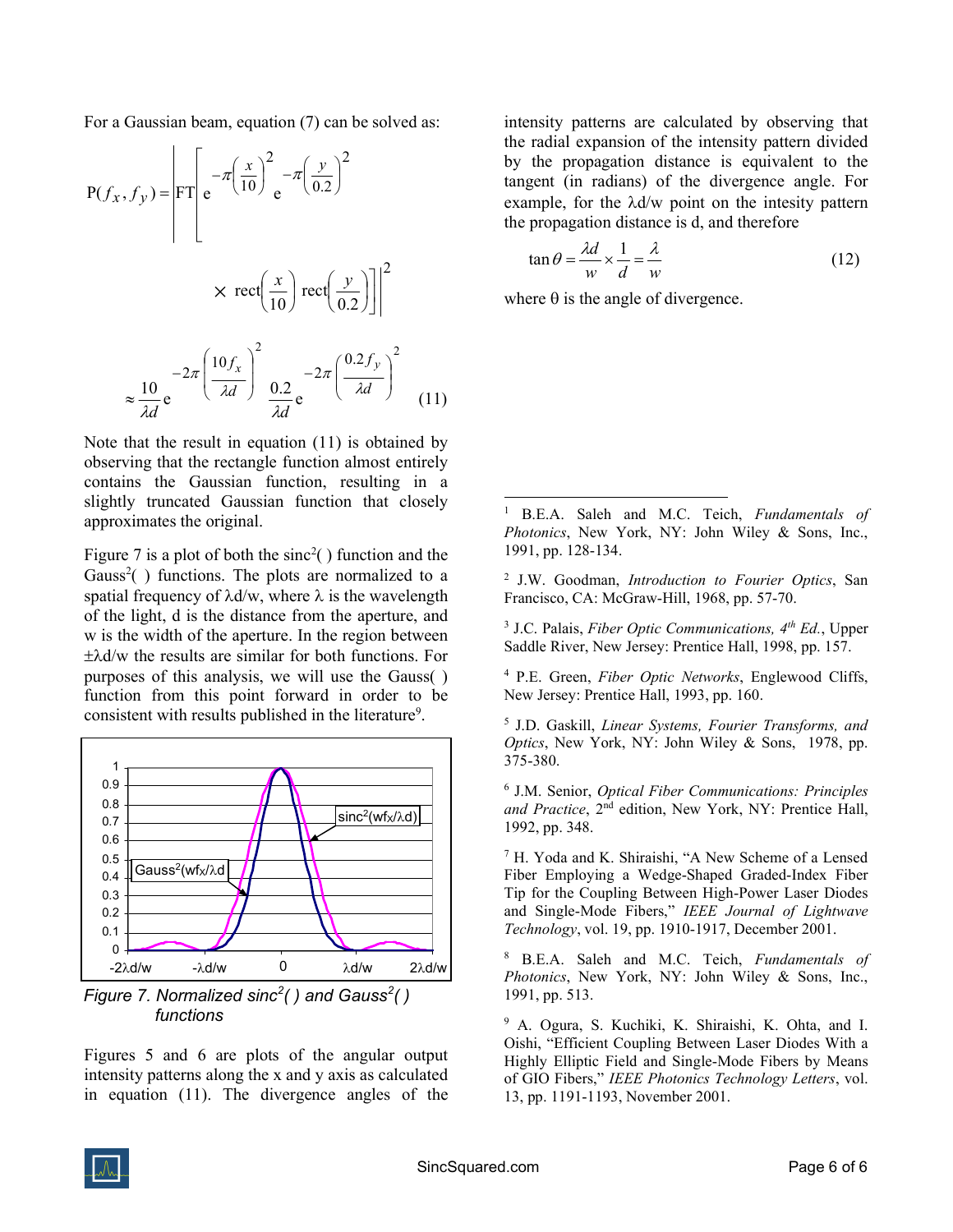For a Gaussian beam, equation (7) can be solved as:

$$P(f_x, f_y) = \left| \mathrm{FT}\left[ e^{-\pi\left(\frac{x}{10}\right)^2} e^{-\pi\left(\frac{y}{0.2}\right)^2} \times \mathrm{rect}\left(\frac{x}{10}\right) \mathrm{rect}\left(\frac{y}{0.2}\right) \right] \right|^2$$

$$\approx \frac{10}{\lambda d} e^{-2\pi\left(\frac{10 f_x}{\lambda d}\right)^2} \frac{0.2}{\lambda d} e^{-2\pi\left(\frac{0.2 f_y}{\lambda d}\right)^2} \qquad (11)$$

Note that the result in equation (11) is obtained by observing that the rectangle function almost entirely contains the Gaussian function, resulting in a slightly truncated Gaussian function that closely approximates the original.

Figure 7 is a plot of both the $\mathrm{sinc}^2(\,)$ function and the $\mathrm{Gauss}^2(\,)$ functions. The plots are normalized to a spatial frequency of $\lambda d/w$, where $\lambda$ is the wavelength of the light, d is the distance from the aperture, and w is the width of the aperture. In the region between $\pm\lambda d/w$ the results are similar for both functions. For purposes of this analysis, we will use the Gauss( ) function from this point forward in order to be consistent with results published in the literature[9].

1
0.9
0.8
0.7
0.6
0.5
0.4
0.3
0.2
0.1
0
-2λd/w
-λd/w
0
λd/w
2λd/w
sinc²(wfx/λd)
Gauss²(wfx/λd

*Figure 7. Normalized $\mathrm{sinc}^2(\,)$ and $\mathrm{Gauss}^2(\,)$ functions*

Figures 5 and 6 are plots of the angular output intensity patterns along the x and y axis as calculated in equation (11). The divergence angles of the intensity patterns are calculated by observing that the radial expansion of the intensity pattern divided by the propagation distance is equivalent to the tangent (in radians) of the divergence angle. For example, for the $\lambda d/w$ point on the intesity pattern the propagation distance is d, and therefore

$$\tan\theta = \frac{\lambda d}{w} \times \frac{1}{d} = \frac{\lambda}{w} \qquad (12)$$

where θ is the angle of divergence.

---

[1] B.E.A. Saleh and M.C. Teich, *Fundamentals of Photonics*, New York, NY: John Wiley & Sons, Inc., 1991, pp. 128-134.

[2] J.W. Goodman, *Introduction to Fourier Optics*, San Francisco, CA: McGraw-Hill, 1968, pp. 57-70.

[3] J.C. Palais, *Fiber Optic Communications, 4th Ed.*, Upper Saddle River, New Jersey: Prentice Hall, 1998, pp. 157.

[4] P.E. Green, *Fiber Optic Networks*, Englewood Cliffs, New Jersey: Prentice Hall, 1993, pp. 160.

[5] J.D. Gaskill, *Linear Systems, Fourier Transforms, and Optics*, New York, NY: John Wiley & Sons, 1978, pp. 375-380.

[6] J.M. Senior, *Optical Fiber Communications: Principles and Practice*, 2nd edition, New York, NY: Prentice Hall, 1992, pp. 348.

[7] H. Yoda and K. Shiraishi, "A New Scheme of a Lensed Fiber Employing a Wedge-Shaped Graded-Index Fiber Tip for the Coupling Between High-Power Laser Diodes and Single-Mode Fibers," *IEEE Journal of Lightwave Technology*, vol. 19, pp. 1910-1917, December 2001.

[8] B.E.A. Saleh and M.C. Teich, *Fundamentals of Photonics*, New York, NY: John Wiley & Sons, Inc., 1991, pp. 513.

[9] A. Ogura, S. Kuchiki, K. Shiraishi, K. Ohta, and I. Oishi, "Efficient Coupling Between Laser Diodes With a Highly Elliptic Field and Single-Mode Fibers by Means of GIO Fibers," *IEEE Photonics Technology Letters*, vol. 13, pp. 1191-1193, November 2001.